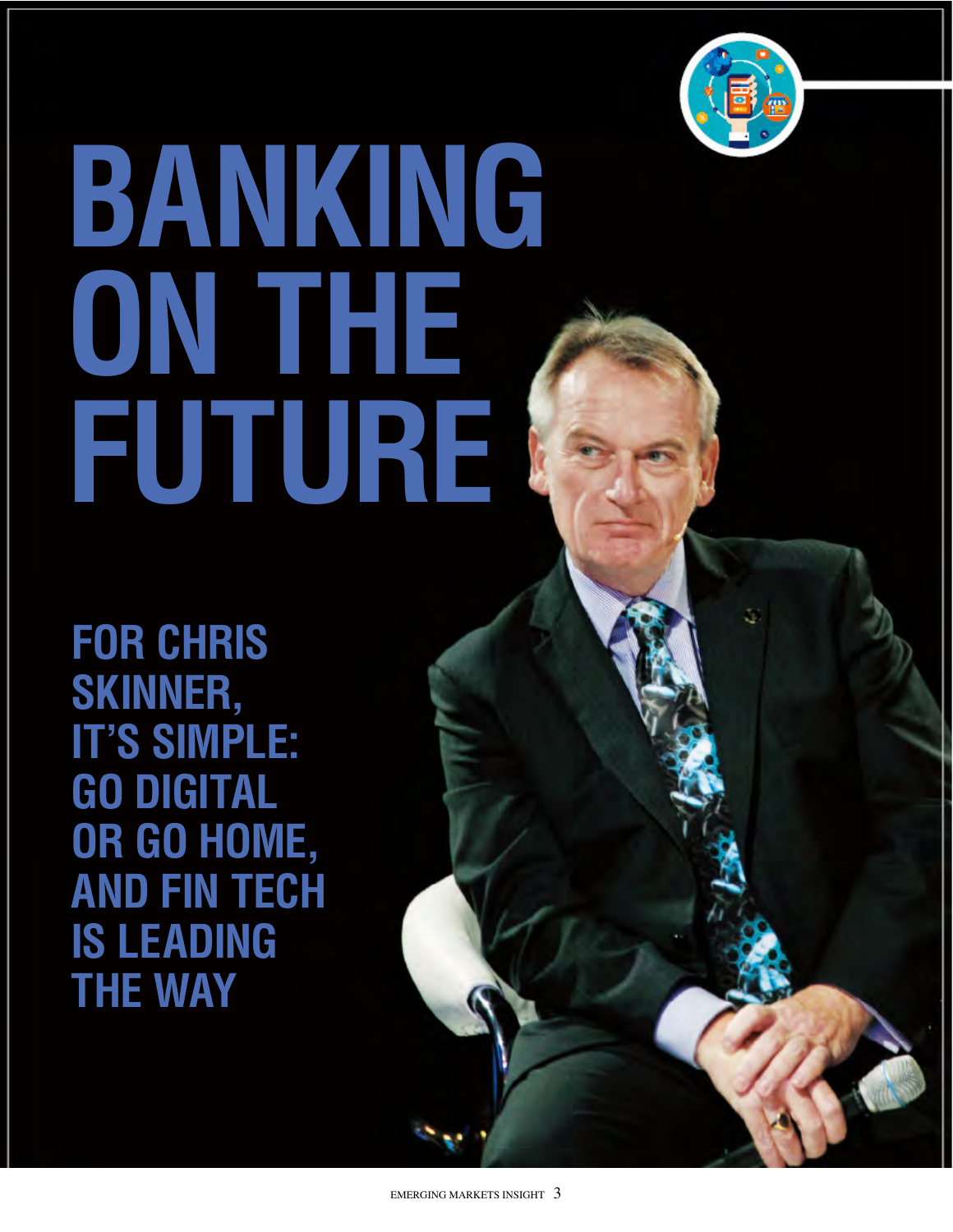# BANKING ON THE FUTURE

## FOR CHRIS SKINNER, IT'S SIMPLE: GO DIGITAL OR GO HOME, AND FIN TECH IS LEADING THE WAY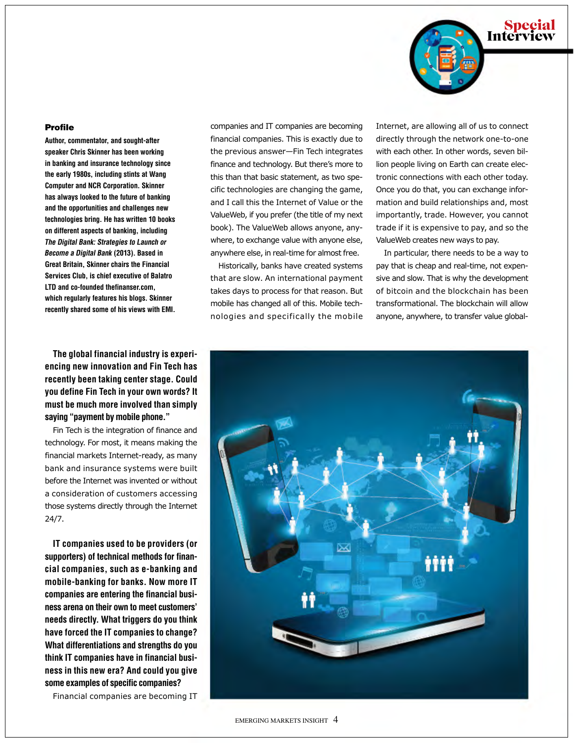**Profile**

**Author, commentator, and sought-after speaker Chris Skinner has been working in banking and insurance technology since the early 1980s, including stints at Wang Computer and NCR Corporation. Skinner has always looked to the future of banking and the opportunities and challenges new technologies bring. He has written 10 books on different aspects of banking, including *The Digital Bank: Strategies to Launch or Become a Digital Bank* (2013). Based in Great Britain, Skinner chairs the Financial Services Club, is chief executive of Balatro LTD and co-founded thefinanser.com, which regularly features his blogs. Skinner recently shared some of his views with EMI.**

**The global financial industry is experiencing new innovation and Fin Tech has recently been taking center stage. Could you define Fin Tech in your own words? It must be much more involved than simply saying "payment by mobile phone."**

Fin Tech is the integration of finance and technology. For most, it means making the financial markets Internet-ready, as many bank and insurance systems were built before the Internet was invented or without a consideration of customers accessing those systems directly through the Internet 24/7.

**IT companies used to be providers (or supporters) of technical methods for financial companies, such as e-banking and mobile-banking for banks. Now more IT companies are entering the financial business arena on their own to meet customers' needs directly. What triggers do you think have forced the IT companies to change? What differentiations and strengths do you think IT companies have in financial business in this new era? And could you give some examples of specific companies?**

Financial companies are becoming IT companies and IT companies are becoming financial companies. This is exactly due to the previous answer—Fin Tech integrates finance and technology. But there's more to this than that basic statement, as two specific technologies are changing the game, and I call this the Internet of Value or the ValueWeb, if you prefer (the title of my next book). The ValueWeb allows anyone, anywhere, to exchange value with anyone else, anywhere else, in real-time for almost free.

Historically, banks have created systems that are slow. An international payment takes days to process for that reason. But mobile has changed all of this. Mobile technologies and specifically the mobile Internet, are allowing all of us to connect directly through the network one-to-one with each other. In other words, seven billion people living on Earth can create electronic connections with each other today. Once you do that, you can exchange information and build relationships and, most importantly, trade. However, you cannot trade if it is expensive to pay, and so the ValueWeb creates new ways to pay.

In particular, there needs to be a way to pay that is cheap and real-time, not expensive and slow. That is why the development of bitcoin and the blockchain has been transformational. The blockchain will allow anyone, anywhere, to transfer value global-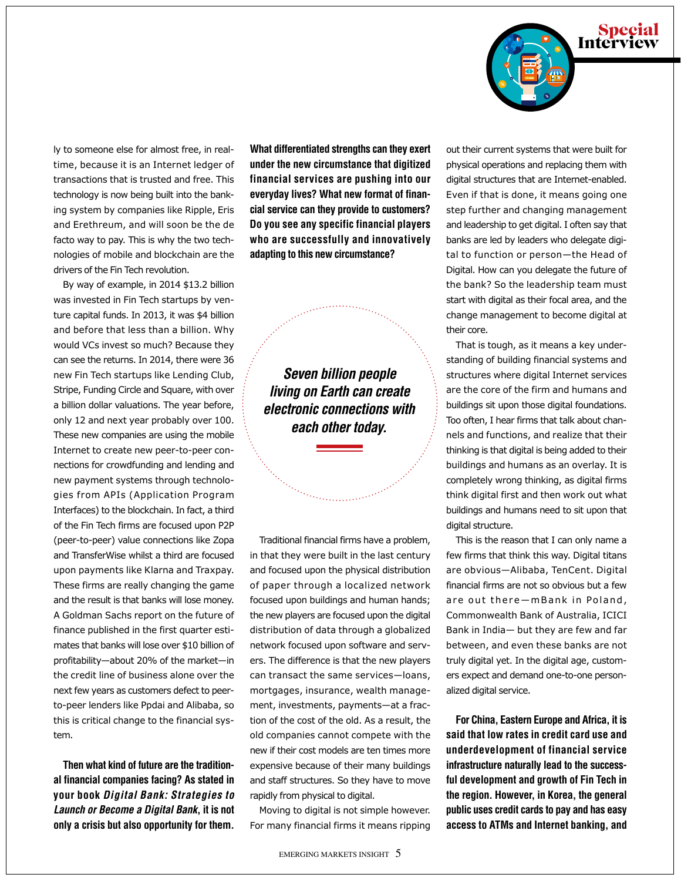ly to someone else for almost free, in real-time, because it is an Internet ledger of transactions that is trusted and free. This technology is now being built into the banking system by companies like Ripple, Eris and Erethreum, and will soon be the de facto way to pay. This is why the two technologies of mobile and blockchain are the drivers of the Fin Tech revolution.

By way of example, in 2014 $13.2 billion was invested in Fin Tech startups by venture capital funds. In 2013, it was $4 billion and before that less than a billion. Why would VCs invest so much? Because they can see the returns. In 2014, there were 36 new Fin Tech startups like Lending Club, Stripe, Funding Circle and Square, with over a billion dollar valuations. The year before, only 12 and next year probably over 100. These new companies are using the mobile Internet to create new peer-to-peer connections for crowdfunding and lending and new payment systems through technologies from APIs (Application Program Interfaces) to the blockchain. In fact, a third of the Fin Tech firms are focused upon P2P (peer-to-peer) value connections like Zopa and TransferWise whilst a third are focused upon payments like Klarna and Traxpay. These firms are really changing the game and the result is that banks will lose money. A Goldman Sachs report on the future of finance published in the first quarter estimates that banks will lose over $10 billion of profitability—about 20% of the market—in the credit line of business alone over the next few years as customers defect to peer-to-peer lenders like Ppdai and Alibaba, so this is critical change to the financial system.

**Then what kind of future are the traditional financial companies facing? As stated in your book *Digital Bank: Strategies to Launch or Become a Digital Bank*, it is not only a crisis but also opportunity for them. What differentiated strengths can they exert under the new circumstance that digitized financial services are pushing into our everyday lives? What new format of financial service can they provide to customers? Do you see any specific financial players who are successfully and innovatively adapting to this new circumstance?**

> ***Seven billion people living on Earth can create electronic connections with each other today.***

Traditional financial firms have a problem, in that they were built in the last century and focused upon the physical distribution of paper through a localized network focused upon buildings and human hands; the new players are focused upon the digital distribution of data through a globalized network focused upon software and servers. The difference is that the new players can transact the same services—loans, mortgages, insurance, wealth management, investments, payments—at a fraction of the cost of the old. As a result, the old companies cannot compete with the new if their cost models are ten times more expensive because of their many buildings and staff structures. So they have to move rapidly from physical to digital.

Moving to digital is not simple however. For many financial firms it means ripping out their current systems that were built for physical operations and replacing them with digital structures that are Internet-enabled. Even if that is done, it means going one step further and changing management and leadership to get digital. I often say that banks are led by leaders who delegate digital to function or person—the Head of Digital. How can you delegate the future of the bank? So the leadership team must start with digital as their focal area, and the change management to become digital at their core.

That is tough, as it means a key understanding of building financial systems and structures where digital Internet services are the core of the firm and humans and buildings sit upon those digital foundations. Too often, I hear firms that talk about channels and functions, and realize that their thinking is that digital is being added to their buildings and humans as an overlay. It is completely wrong thinking, as digital firms think digital first and then work out what buildings and humans need to sit upon that digital structure.

This is the reason that I can only name a few firms that think this way. Digital titans are obvious—Alibaba, TenCent. Digital financial firms are not so obvious but a few are out there—mBank in Poland, Commonwealth Bank of Australia, ICICI Bank in India— but they are few and far between, and even these banks are not truly digital yet. In the digital age, customers expect and demand one-to-one personalized digital service.

**For China, Eastern Europe and Africa, it is said that low rates in credit card use and underdevelopment of financial service infrastructure naturally lead to the successful development and growth of Fin Tech in the region. However, in Korea, the general public uses credit cards to pay and has easy access to ATMs and Internet banking, and**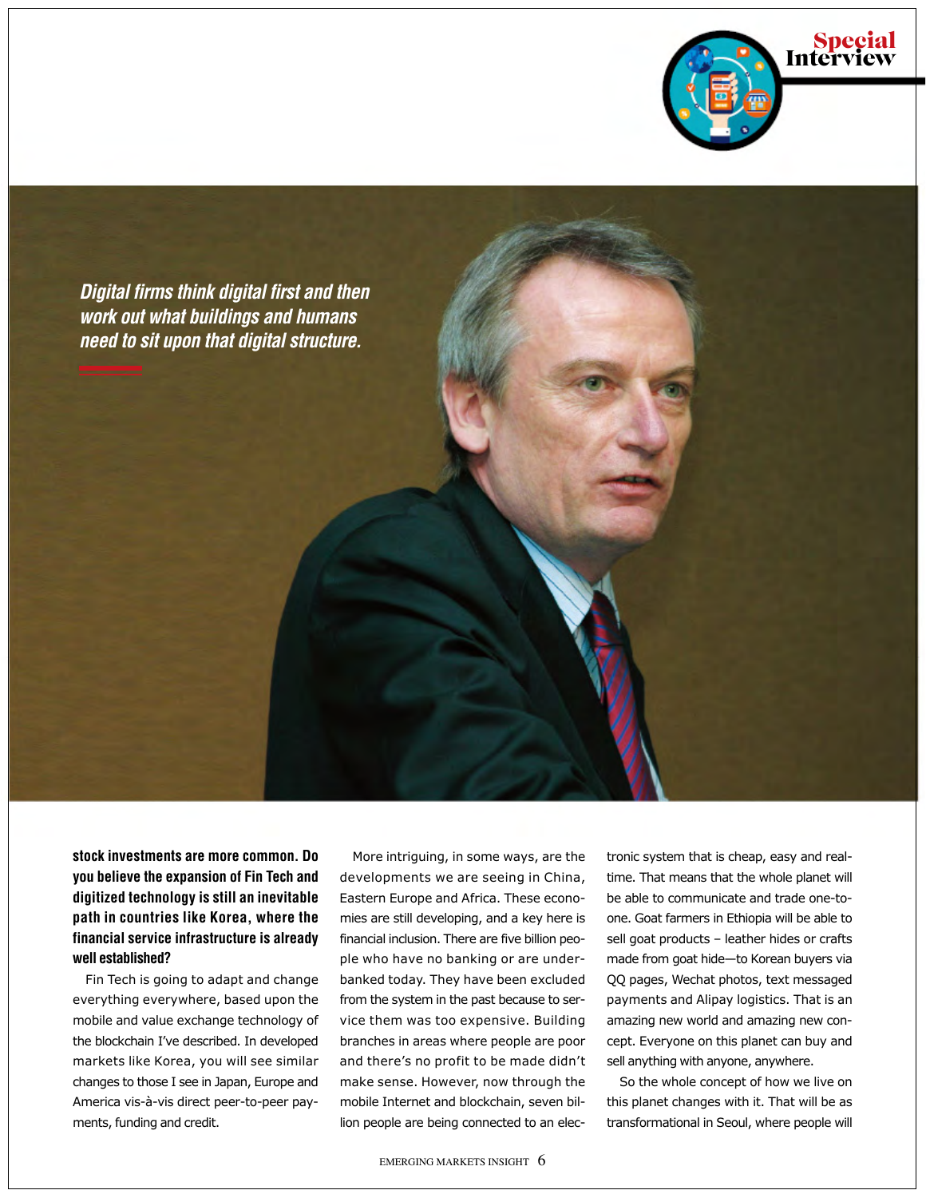*Digital firms think digital first and then work out what buildings and humans need to sit upon that digital structure.*

**stock investments are more common. Do you believe the expansion of Fin Tech and digitized technology is still an inevitable path in countries like Korea, where the financial service infrastructure is already well established?**

Fin Tech is going to adapt and change everything everywhere, based upon the mobile and value exchange technology of the blockchain I've described. In developed markets like Korea, you will see similar changes to those I see in Japan, Europe and America vis-à-vis direct peer-to-peer payments, funding and credit.

More intriguing, in some ways, are the developments we are seeing in China, Eastern Europe and Africa. These economies are still developing, and a key here is financial inclusion. There are five billion people who have no banking or are underbanked today. They have been excluded from the system in the past because to service them was too expensive. Building branches in areas where people are poor and there's no profit to be made didn't make sense. However, now through the mobile Internet and blockchain, seven billion people are being connected to an electronic system that is cheap, easy and real-time. That means that the whole planet will be able to communicate and trade one-to-one. Goat farmers in Ethiopia will be able to sell goat products – leather hides or crafts made from goat hide—to Korean buyers via QQ pages, Wechat photos, text messaged payments and Alipay logistics. That is an amazing new world and amazing new concept. Everyone on this planet can buy and sell anything with anyone, anywhere.

So the whole concept of how we live on this planet changes with it. That will be as transformational in Seoul, where people will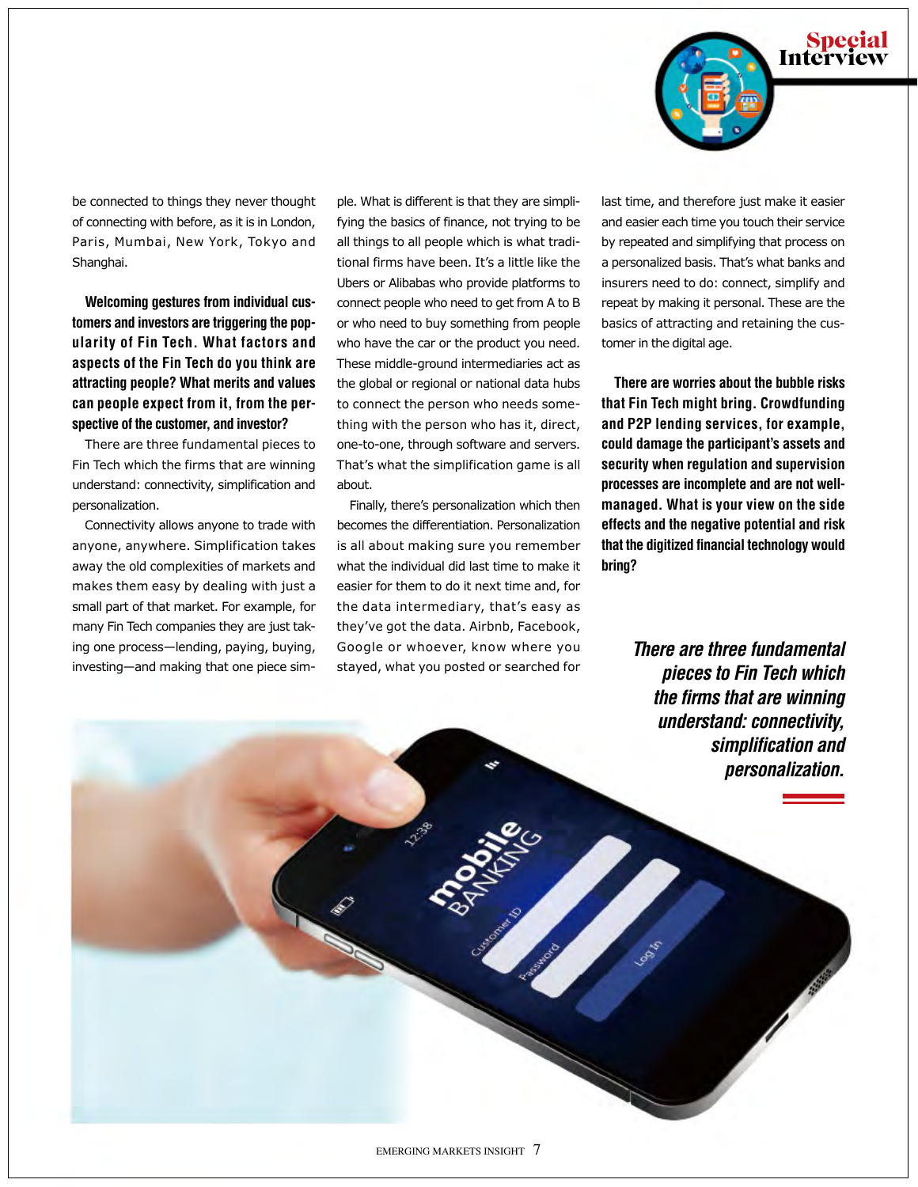be connected to things they never thought of connecting with before, as it is in London, Paris, Mumbai, New York, Tokyo and Shanghai.

**Welcoming gestures from individual customers and investors are triggering the popularity of Fin Tech. What factors and aspects of the Fin Tech do you think are attracting people? What merits and values can people expect from it, from the perspective of the customer, and investor?**

There are three fundamental pieces to Fin Tech which the firms that are winning understand: connectivity, simplification and personalization.

Connectivity allows anyone to trade with anyone, anywhere. Simplification takes away the old complexities of markets and makes them easy by dealing with just a small part of that market. For example, for many Fin Tech companies they are just taking one process—lending, paying, buying, investing—and making that one piece simple. What is different is that they are simplifying the basics of finance, not trying to be all things to all people which is what traditional firms have been. It's a little like the Ubers or Alibabas who provide platforms to connect people who need to get from A to B or who need to buy something from people who have the car or the product you need. These middle-ground intermediaries act as the global or regional or national data hubs to connect the person who needs something with the person who has it, direct, one-to-one, through software and servers. That's what the simplification game is all about.

Finally, there's personalization which then becomes the differentiation. Personalization is all about making sure you remember what the individual did last time to make it easier for them to do it next time and, for the data intermediary, that's easy as they've got the data. Airbnb, Facebook, Google or whoever, know where you stayed, what you posted or searched for last time, and therefore just make it easier and easier each time you touch their service by repeated and simplifying that process on a personalized basis. That's what banks and insurers need to do: connect, simplify and repeat by making it personal. These are the basics of attracting and retaining the customer in the digital age.

**There are worries about the bubble risks that Fin Tech might bring. Crowdfunding and P2P lending services, for example, could damage the participant's assets and security when regulation and supervision processes are incomplete and are not well-managed. What is your view on the side effects and the negative potential and risk that the digitized financial technology would bring?**

*There are three fundamental pieces to Fin Tech which the firms that are winning understand: connectivity, simplification and personalization.*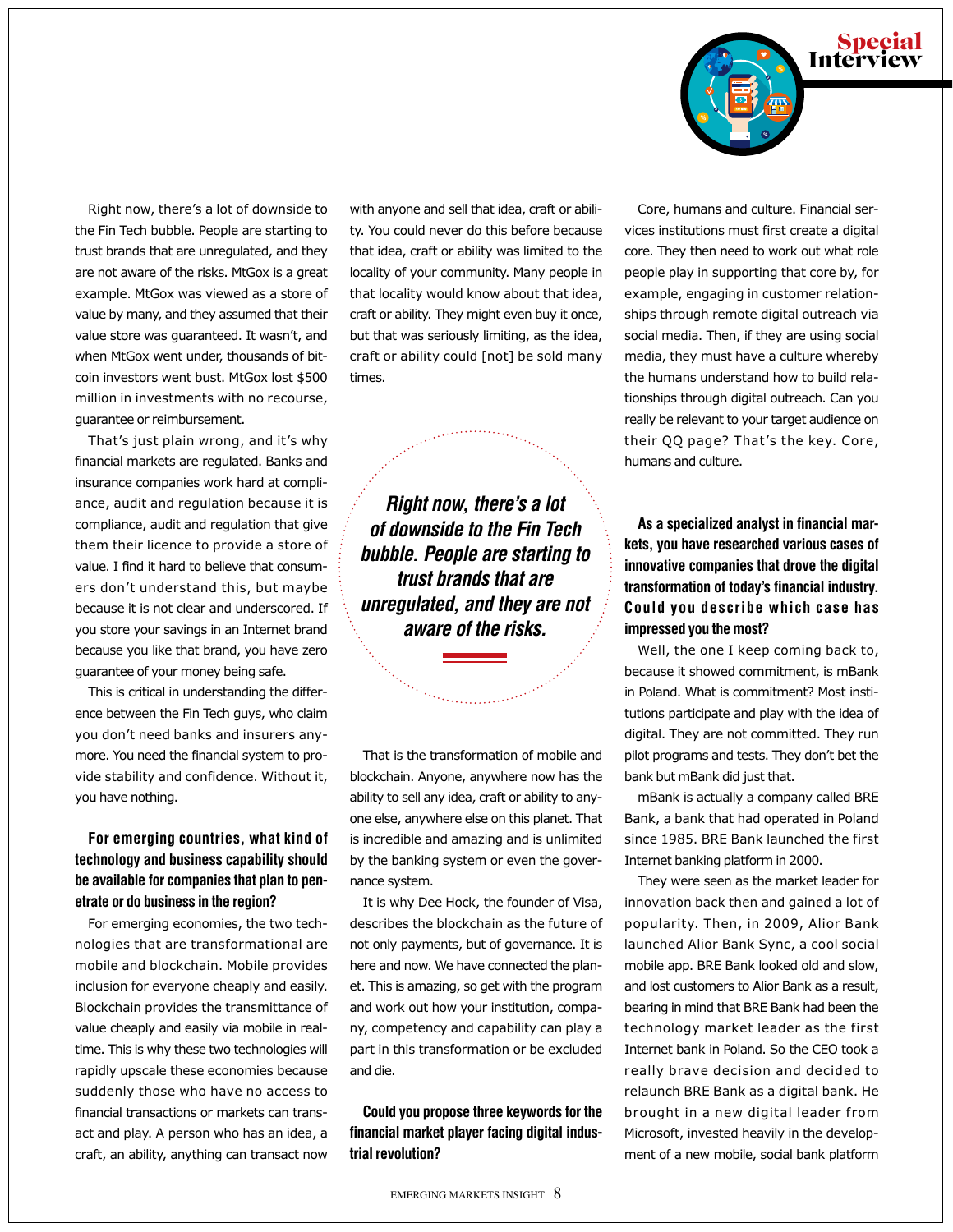Right now, there's a lot of downside to the Fin Tech bubble. People are starting to trust brands that are unregulated, and they are not aware of the risks. MtGox is a great example. MtGox was viewed as a store of value by many, and they assumed that their value store was guaranteed. It wasn't, and when MtGox went under, thousands of bitcoin investors went bust. MtGox lost $500 million in investments with no recourse, guarantee or reimbursement.

That's just plain wrong, and it's why financial markets are regulated. Banks and insurance companies work hard at compliance, audit and regulation because it is compliance, audit and regulation that give them their licence to provide a store of value. I find it hard to believe that consumers don't understand this, but maybe because it is not clear and underscored. If you store your savings in an Internet brand because you like that brand, you have zero guarantee of your money being safe.

This is critical in understanding the difference between the Fin Tech guys, who claim you don't need banks and insurers anymore. You need the financial system to provide stability and confidence. Without it, you have nothing.

**For emerging countries, what kind of technology and business capability should be available for companies that plan to penetrate or do business in the region?**

For emerging economies, the two technologies that are transformational are mobile and blockchain. Mobile provides inclusion for everyone cheaply and easily. Blockchain provides the transmittance of value cheaply and easily via mobile in real-time. This is why these two technologies will rapidly upscale these economies because suddenly those who have no access to financial transactions or markets can transact and play. A person who has an idea, a craft, an ability, anything can transact now with anyone and sell that idea, craft or ability. You could never do this before because that idea, craft or ability was limited to the locality of your community. Many people in that locality would know about that idea, craft or ability. They might even buy it once, but that was seriously limiting, as the idea, craft or ability could [not] be sold many times.

> ***Right now, there's a lot of downside to the Fin Tech bubble. People are starting to trust brands that are unregulated, and they are not aware of the risks.***

That is the transformation of mobile and blockchain. Anyone, anywhere now has the ability to sell any idea, craft or ability to anyone else, anywhere else on this planet. That is incredible and amazing and is unlimited by the banking system or even the governance system.

It is why Dee Hock, the founder of Visa, describes the blockchain as the future of not only payments, but of governance. It is here and now. We have connected the planet. This is amazing, so get with the program and work out how your institution, company, competency and capability can play a part in this transformation or be excluded and die.

**Could you propose three keywords for the financial market player facing digital industrial revolution?**

Core, humans and culture. Financial services institutions must first create a digital core. They then need to work out what role people play in supporting that core by, for example, engaging in customer relationships through remote digital outreach via social media. Then, if they are using social media, they must have a culture whereby the humans understand how to build relationships through digital outreach. Can you really be relevant to your target audience on their QQ page? That's the key. Core, humans and culture.

**As a specialized analyst in financial markets, you have researched various cases of innovative companies that drove the digital transformation of today's financial industry. Could you describe which case has impressed you the most?**

Well, the one I keep coming back to, because it showed commitment, is mBank in Poland. What is commitment? Most institutions participate and play with the idea of digital. They are not committed. They run pilot programs and tests. They don't bet the bank but mBank did just that.

mBank is actually a company called BRE Bank, a bank that had operated in Poland since 1985. BRE Bank launched the first Internet banking platform in 2000.

They were seen as the market leader for innovation back then and gained a lot of popularity. Then, in 2009, Alior Bank launched Alior Bank Sync, a cool social mobile app. BRE Bank looked old and slow, and lost customers to Alior Bank as a result, bearing in mind that BRE Bank had been the technology market leader as the first Internet bank in Poland. So the CEO took a really brave decision and decided to relaunch BRE Bank as a digital bank. He brought in a new digital leader from Microsoft, invested heavily in the development of a new mobile, social bank platform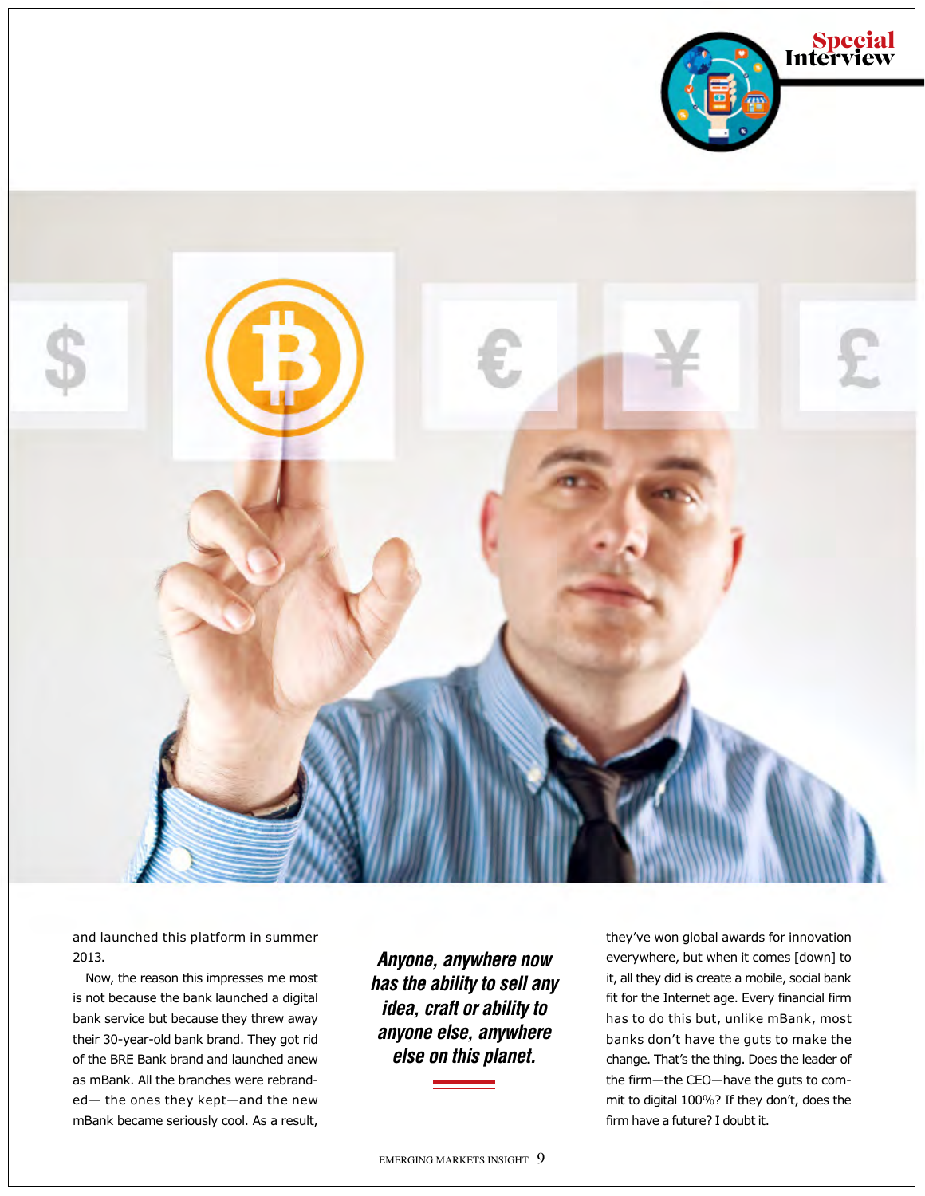and launched this platform in summer 2013.

Now, the reason this impresses me most is not because the bank launched a digital bank service but because they threw away their 30-year-old bank brand. They got rid of the BRE Bank brand and launched anew as mBank. All the branches were rebranded— the ones they kept—and the new mBank became seriously cool. As a result, they've won global awards for innovation everywhere, but when it comes [down] to it, all they did is create a mobile, social bank fit for the Internet age. Every financial firm has to do this but, unlike mBank, most banks don't have the guts to make the change. That's the thing. Does the leader of the firm—the CEO—have the guts to commit to digital 100%? If they don't, does the firm have a future? I doubt it.

***Anyone, anywhere now has the ability to sell any idea, craft or ability to anyone else, anywhere else on this planet.***